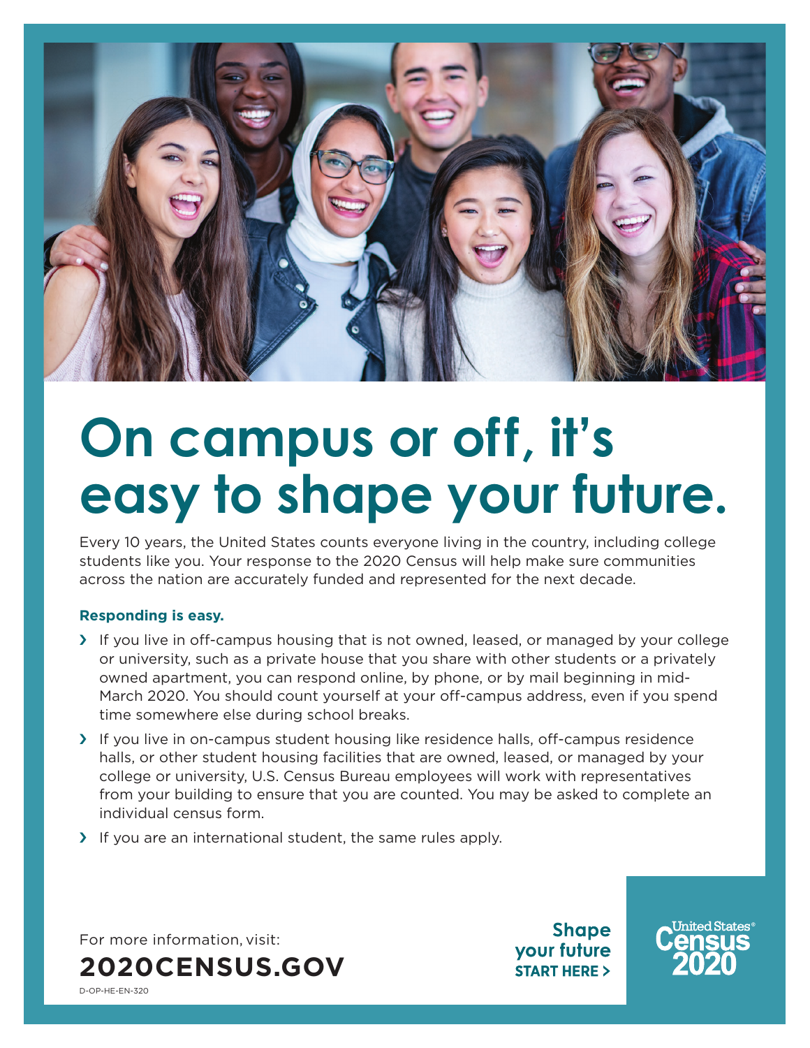# On campus or off, it's easy to shape your future.

Every 10 years, the United States counts everyone living in the country, including college students like you. Your response to the 2020 Census will help make sure communities across the nation are accurately funded and represented for the next decade.

**Responding is easy.**

- If you live in off-campus housing that is not owned, leased, or managed by your college or university, such as a private house that you share with other students or a privately owned apartment, you can respond online, by phone, or by mail beginning in mid-March 2020. You should count yourself at your off-campus address, even if you spend time somewhere else during school breaks.
- If you live in on-campus student housing like residence halls, off-campus residence halls, or other student housing facilities that are owned, leased, or managed by your college or university, U.S. Census Bureau employees will work with representatives from your building to ensure that you are counted. You may be asked to complete an individual census form.
- If you are an international student, the same rules apply.

For more information, visit:

**2020CENSUS.GOV**

**Shape your future START HERE >**

United States® Census 2020

D-OP-HE-EN-320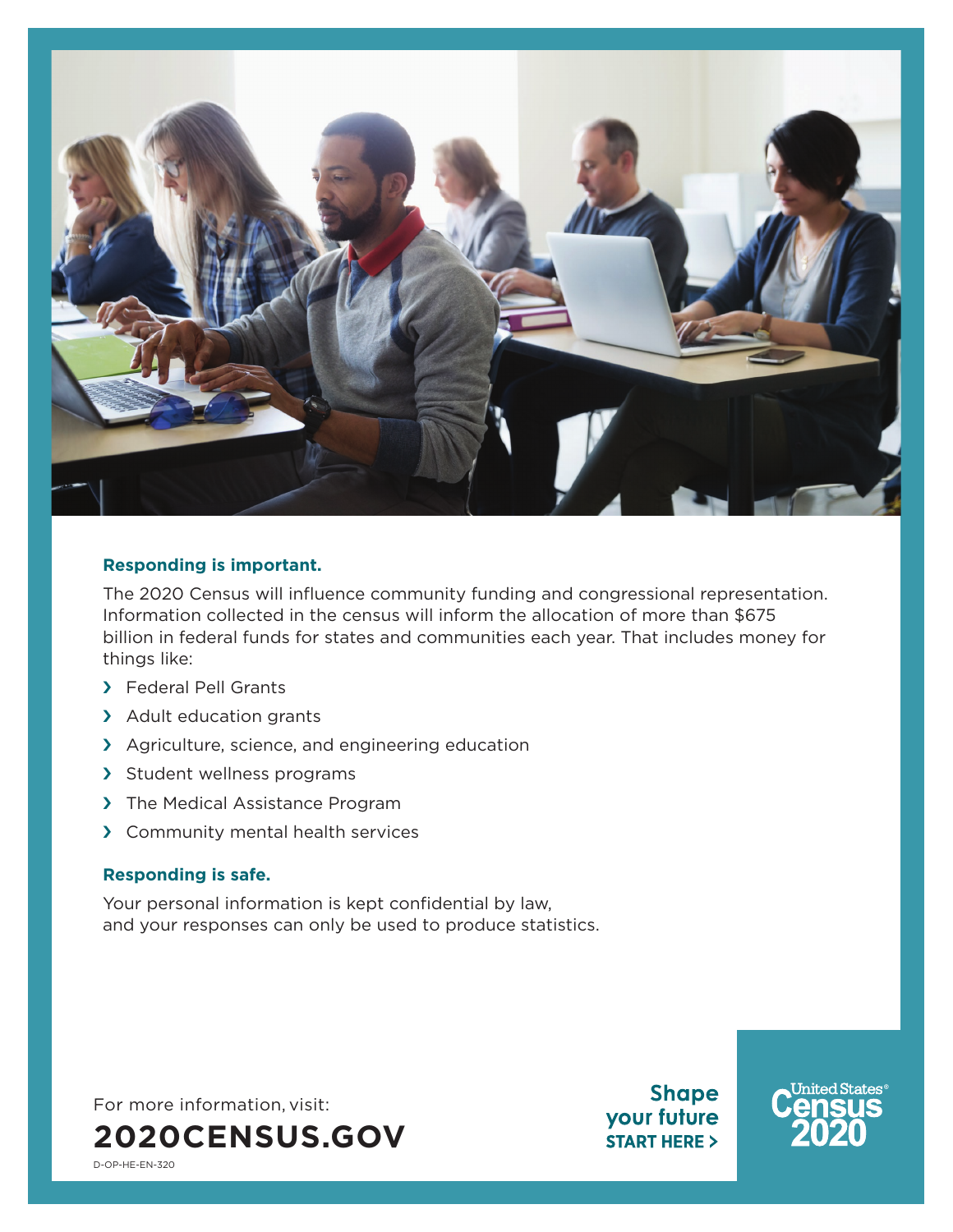## Responding is important.

The 2020 Census will influence community funding and congressional representation. Information collected in the census will inform the allocation of more than $675 billion in federal funds for states and communities each year. That includes money for things like:

- Federal Pell Grants
- Adult education grants
- Agriculture, science, and engineering education
- Student wellness programs
- The Medical Assistance Program
- Community mental health services

## Responding is safe.

Your personal information is kept confidential by law, and your responses can only be used to produce statistics.

For more information, visit:

**2020CENSUS.GOV**

D-OP-HE-EN-320

**Shape your future**
**START HERE >**

United States® Census 2020